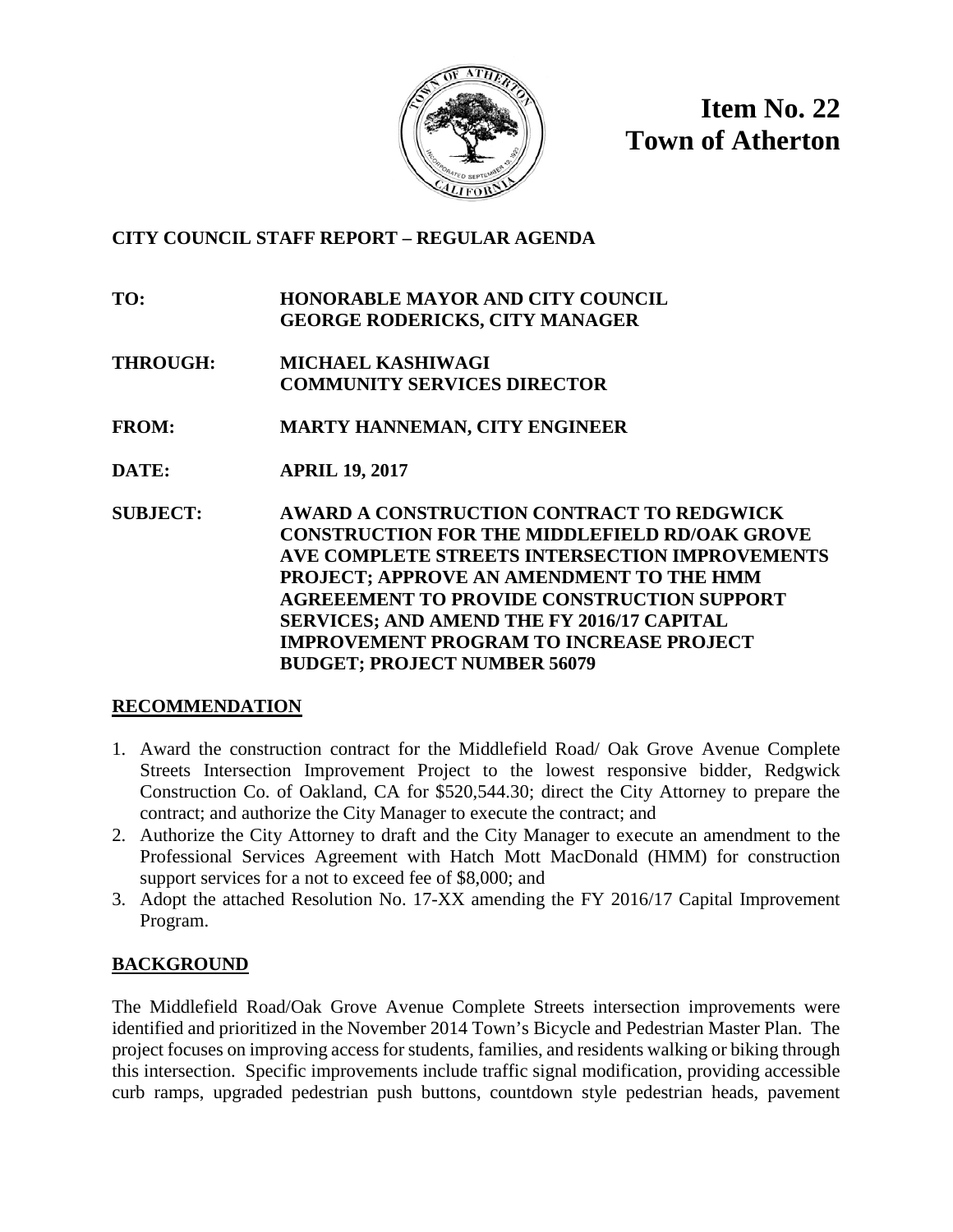# Item No. 22
# Town of Atherton

**CITY COUNCIL STAFF REPORT – REGULAR AGENDA**

**TO:** HONORABLE MAYOR AND CITY COUNCIL
GEORGE RODERICKS, CITY MANAGER

**THROUGH:** MICHAEL KASHIWAGI
COMMUNITY SERVICES DIRECTOR

**FROM:** MARTY HANNEMAN, CITY ENGINEER

**DATE:** APRIL 19, 2017

**SUBJECT:** AWARD A CONSTRUCTION CONTRACT TO REDGWICK CONSTRUCTION FOR THE MIDDLEFIELD RD/OAK GROVE AVE COMPLETE STREETS INTERSECTION IMPROVEMENTS PROJECT; APPROVE AN AMENDMENT TO THE HMM AGREEEMENT TO PROVIDE CONSTRUCTION SUPPORT SERVICES; AND AMEND THE FY 2016/17 CAPITAL IMPROVEMENT PROGRAM TO INCREASE PROJECT BUDGET; PROJECT NUMBER 56079

## RECOMMENDATION

1. Award the construction contract for the Middlefield Road/ Oak Grove Avenue Complete Streets Intersection Improvement Project to the lowest responsive bidder, Redgwick Construction Co. of Oakland, CA for $520,544.30; direct the City Attorney to prepare the contract; and authorize the City Manager to execute the contract; and
2. Authorize the City Attorney to draft and the City Manager to execute an amendment to the Professional Services Agreement with Hatch Mott MacDonald (HMM) for construction support services for a not to exceed fee of $8,000; and
3. Adopt the attached Resolution No. 17-XX amending the FY 2016/17 Capital Improvement Program.

## BACKGROUND

The Middlefield Road/Oak Grove Avenue Complete Streets intersection improvements were identified and prioritized in the November 2014 Town's Bicycle and Pedestrian Master Plan. The project focuses on improving access for students, families, and residents walking or biking through this intersection. Specific improvements include traffic signal modification, providing accessible curb ramps, upgraded pedestrian push buttons, countdown style pedestrian heads, pavement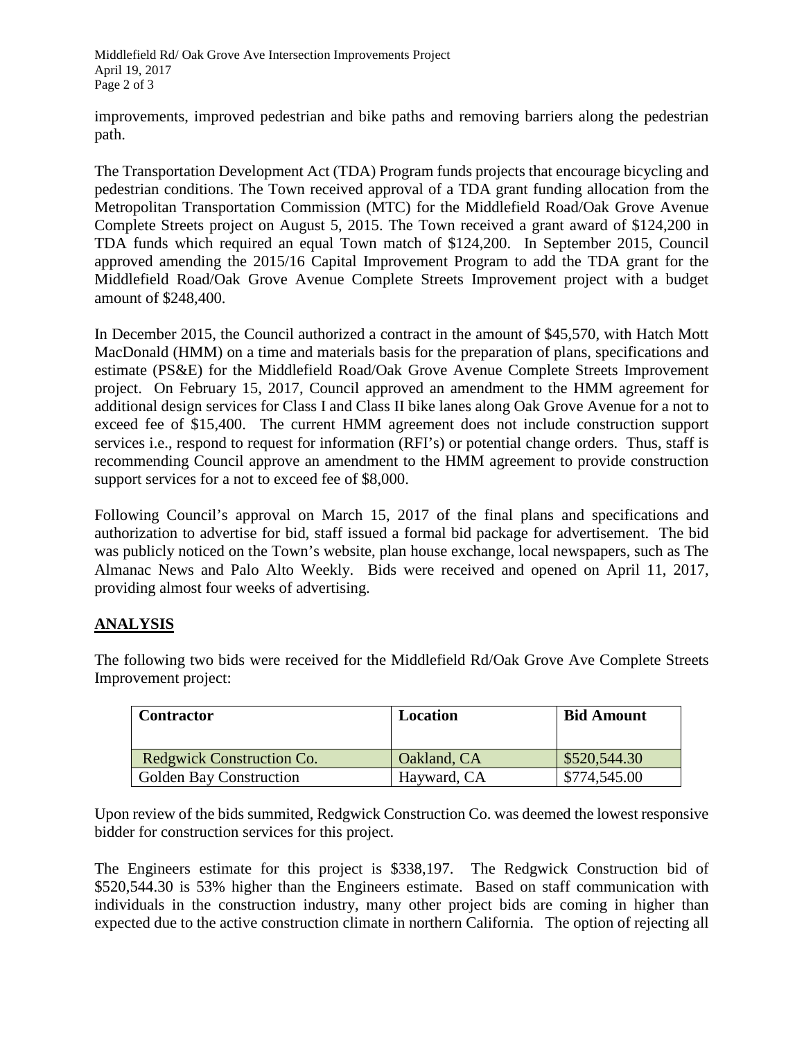improvements, improved pedestrian and bike paths and removing barriers along the pedestrian path.

The Transportation Development Act (TDA) Program funds projects that encourage bicycling and pedestrian conditions. The Town received approval of a TDA grant funding allocation from the Metropolitan Transportation Commission (MTC) for the Middlefield Road/Oak Grove Avenue Complete Streets project on August 5, 2015. The Town received a grant award of $124,200 in TDA funds which required an equal Town match of $124,200. In September 2015, Council approved amending the 2015/16 Capital Improvement Program to add the TDA grant for the Middlefield Road/Oak Grove Avenue Complete Streets Improvement project with a budget amount of $248,400.

In December 2015, the Council authorized a contract in the amount of $45,570, with Hatch Mott MacDonald (HMM) on a time and materials basis for the preparation of plans, specifications and estimate (PS&E) for the Middlefield Road/Oak Grove Avenue Complete Streets Improvement project. On February 15, 2017, Council approved an amendment to the HMM agreement for additional design services for Class I and Class II bike lanes along Oak Grove Avenue for a not to exceed fee of $15,400. The current HMM agreement does not include construction support services i.e., respond to request for information (RFI's) or potential change orders. Thus, staff is recommending Council approve an amendment to the HMM agreement to provide construction support services for a not to exceed fee of $8,000.

Following Council's approval on March 15, 2017 of the final plans and specifications and authorization to advertise for bid, staff issued a formal bid package for advertisement. The bid was publicly noticed on the Town's website, plan house exchange, local newspapers, such as The Almanac News and Palo Alto Weekly. Bids were received and opened on April 11, 2017, providing almost four weeks of advertising.

## ANALYSIS

The following two bids were received for the Middlefield Rd/Oak Grove Ave Complete Streets Improvement project:

| Contractor | Location | Bid Amount |
|---|---|---|
| Redgwick Construction Co. | Oakland, CA | $520,544.30 |
| Golden Bay Construction | Hayward, CA | $774,545.00 |

Upon review of the bids summited, Redgwick Construction Co. was deemed the lowest responsive bidder for construction services for this project.

The Engineers estimate for this project is $338,197. The Redgwick Construction bid of $520,544.30 is 53% higher than the Engineers estimate. Based on staff communication with individuals in the construction industry, many other project bids are coming in higher than expected due to the active construction climate in northern California. The option of rejecting all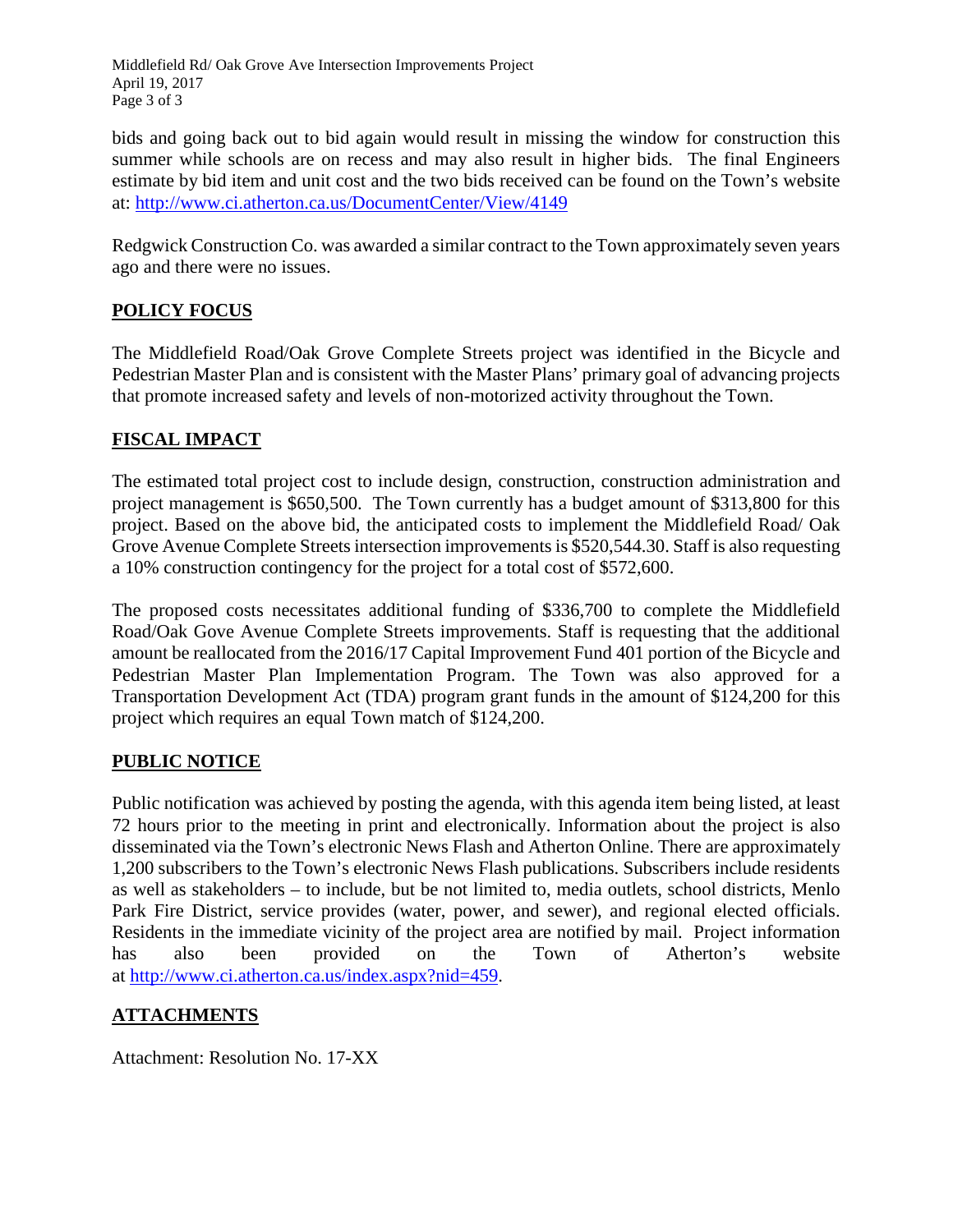bids and going back out to bid again would result in missing the window for construction this summer while schools are on recess and may also result in higher bids. The final Engineers estimate by bid item and unit cost and the two bids received can be found on the Town's website at: http://www.ci.atherton.ca.us/DocumentCenter/View/4149

Redgwick Construction Co. was awarded a similar contract to the Town approximately seven years ago and there were no issues.

## POLICY FOCUS

The Middlefield Road/Oak Grove Complete Streets project was identified in the Bicycle and Pedestrian Master Plan and is consistent with the Master Plans' primary goal of advancing projects that promote increased safety and levels of non-motorized activity throughout the Town.

## FISCAL IMPACT

The estimated total project cost to include design, construction, construction administration and project management is $650,500. The Town currently has a budget amount of $313,800 for this project. Based on the above bid, the anticipated costs to implement the Middlefield Road/ Oak Grove Avenue Complete Streets intersection improvements is $520,544.30. Staff is also requesting a 10% construction contingency for the project for a total cost of $572,600.

The proposed costs necessitates additional funding of $336,700 to complete the Middlefield Road/Oak Gove Avenue Complete Streets improvements. Staff is requesting that the additional amount be reallocated from the 2016/17 Capital Improvement Fund 401 portion of the Bicycle and Pedestrian Master Plan Implementation Program. The Town was also approved for a Transportation Development Act (TDA) program grant funds in the amount of $124,200 for this project which requires an equal Town match of $124,200.

## PUBLIC NOTICE

Public notification was achieved by posting the agenda, with this agenda item being listed, at least 72 hours prior to the meeting in print and electronically. Information about the project is also disseminated via the Town's electronic News Flash and Atherton Online. There are approximately 1,200 subscribers to the Town's electronic News Flash publications. Subscribers include residents as well as stakeholders – to include, but be not limited to, media outlets, school districts, Menlo Park Fire District, service provides (water, power, and sewer), and regional elected officials. Residents in the immediate vicinity of the project area are notified by mail. Project information has also been provided on the Town of Atherton's website at http://www.ci.atherton.ca.us/index.aspx?nid=459.

## ATTACHMENTS

Attachment: Resolution No. 17-XX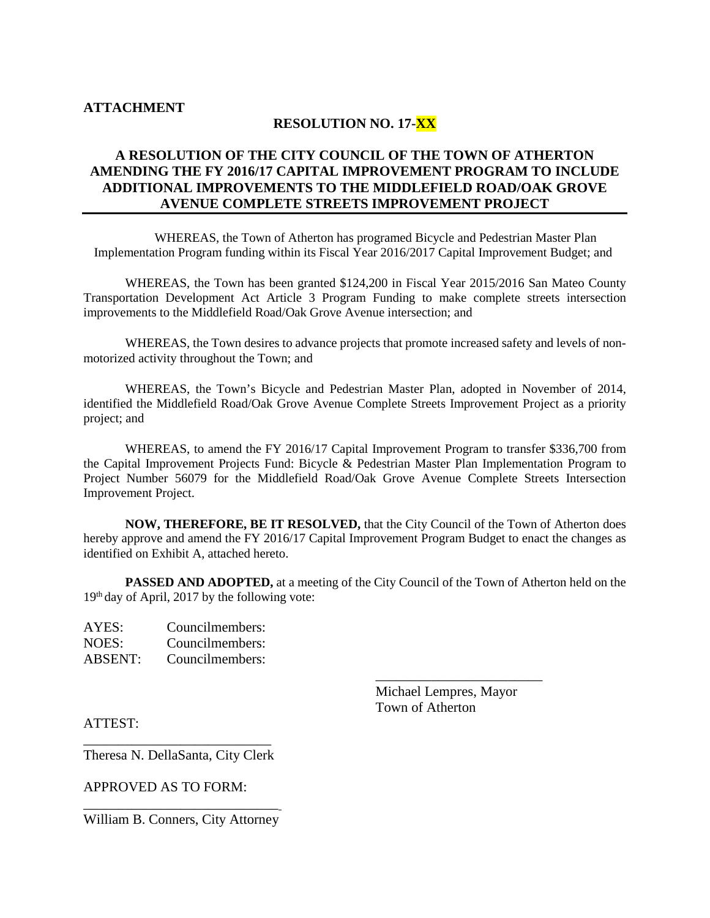**ATTACHMENT**

**RESOLUTION NO. 17-XX**

**A RESOLUTION OF THE CITY COUNCIL OF THE TOWN OF ATHERTON AMENDING THE FY 2016/17 CAPITAL IMPROVEMENT PROGRAM TO INCLUDE ADDITIONAL IMPROVEMENTS TO THE MIDDLEFIELD ROAD/OAK GROVE AVENUE COMPLETE STREETS IMPROVEMENT PROJECT**

---

WHEREAS, the Town of Atherton has programed Bicycle and Pedestrian Master Plan Implementation Program funding within its Fiscal Year 2016/2017 Capital Improvement Budget; and

WHEREAS, the Town has been granted $124,200 in Fiscal Year 2015/2016 San Mateo County Transportation Development Act Article 3 Program Funding to make complete streets intersection improvements to the Middlefield Road/Oak Grove Avenue intersection; and

WHEREAS, the Town desires to advance projects that promote increased safety and levels of non-motorized activity throughout the Town; and

WHEREAS, the Town's Bicycle and Pedestrian Master Plan, adopted in November of 2014, identified the Middlefield Road/Oak Grove Avenue Complete Streets Improvement Project as a priority project; and

WHEREAS, to amend the FY 2016/17 Capital Improvement Program to transfer $336,700 from the Capital Improvement Projects Fund: Bicycle & Pedestrian Master Plan Implementation Program to Project Number 56079 for the Middlefield Road/Oak Grove Avenue Complete Streets Intersection Improvement Project.

**NOW, THEREFORE, BE IT RESOLVED,** that the City Council of the Town of Atherton does hereby approve and amend the FY 2016/17 Capital Improvement Program Budget to enact the changes as identified on Exhibit A, attached hereto.

**PASSED AND ADOPTED,** at a meeting of the City Council of the Town of Atherton held on the 19th day of April, 2017 by the following vote:

AYES: Councilmembers:
NOES: Councilmembers:
ABSENT: Councilmembers:

\_\_\_\_\_\_\_\_\_\_\_\_\_\_\_\_\_\_\_\_\_\_\_\_\_
Michael Lempres, Mayor
Town of Atherton

ATTEST:

\_\_\_\_\_\_\_\_\_\_\_\_\_\_\_\_\_\_\_\_\_\_\_\_\_\_\_
Theresa N. DellaSanta, City Clerk

APPROVED AS TO FORM:

\_\_\_\_\_\_\_\_\_\_\_\_\_\_\_\_\_\_\_\_\_\_\_\_\_\_\_
William B. Conners, City Attorney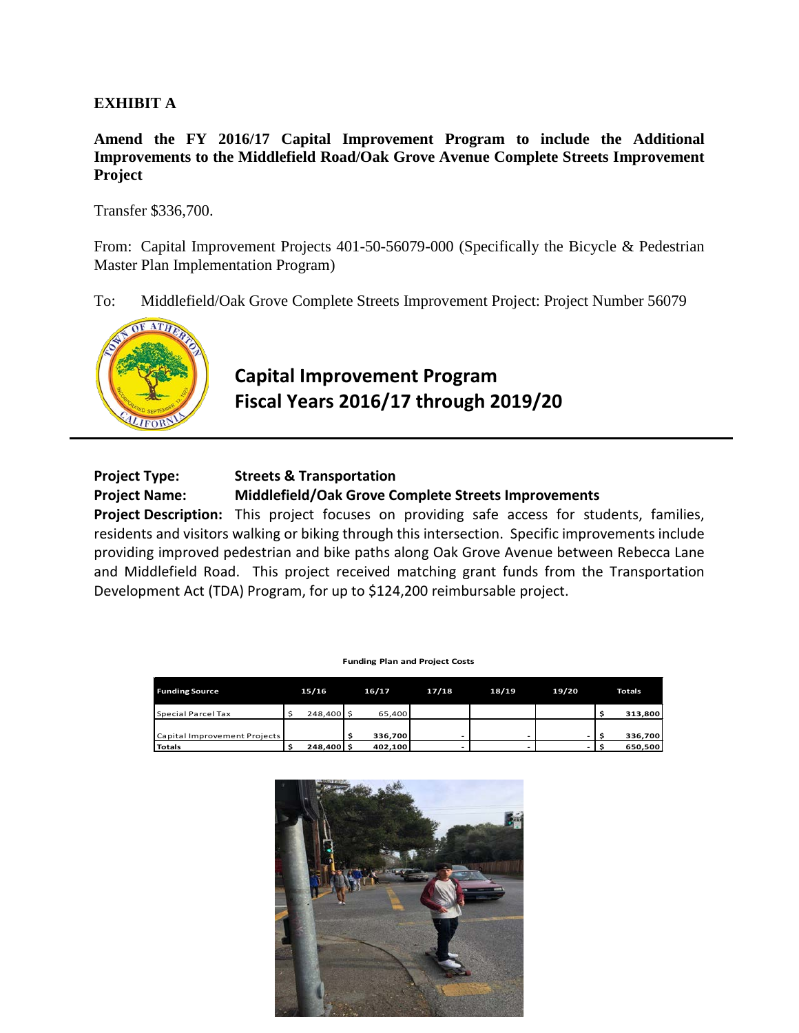**EXHIBIT A**

**Amend the FY 2016/17 Capital Improvement Program to include the Additional Improvements to the Middlefield Road/Oak Grove Avenue Complete Streets Improvement Project**

Transfer $336,700.

From: Capital Improvement Projects 401-50-56079-000 (Specifically the Bicycle & Pedestrian Master Plan Implementation Program)

To: Middlefield/Oak Grove Complete Streets Improvement Project: Project Number 56079

## Capital Improvement Program
## Fiscal Years 2016/17 through 2019/20

**Project Type:** **Streets & Transportation**

**Project Name:** **Middlefield/Oak Grove Complete Streets Improvements**

**Project Description:** This project focuses on providing safe access for students, families, residents and visitors walking or biking through this intersection. Specific improvements include providing improved pedestrian and bike paths along Oak Grove Avenue between Rebecca Lane and Middlefield Road. This project received matching grant funds from the Transportation Development Act (TDA) Program, for up to $124,200 reimbursable project.

**Funding Plan and Project Costs**

| Funding Source | 15/16 | 16/17 | 17/18 | 18/19 | 19/20 | Totals |
|---|---|---|---|---|---|---|
| Special Parcel Tax | $ 248,400 | $ 65,400 | | | | $ 313,800 |
| Capital Improvement Projects | | $ 336,700 | - | - | - | $ 336,700 |
| **Totals** | **$ 248,400** | **$ 402,100** | **-** | **-** | **-** | **$ 650,500** |